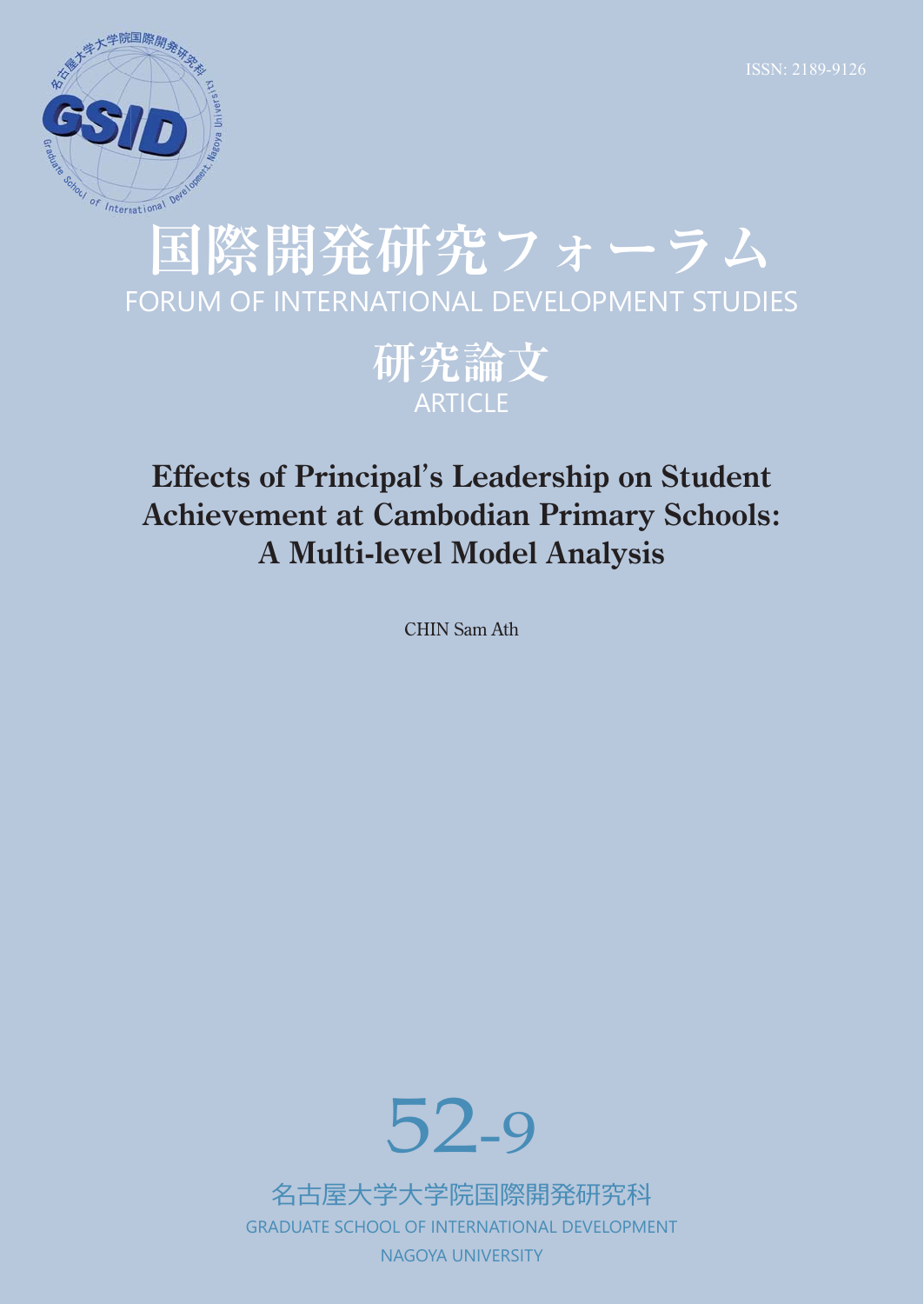ISSN: 2189-9126

# 国際開発研究フォーラム

FORUM OF INTERNATIONAL DEVELOPMENT STUDIES

## 研究論文

ARTICLE

# Effects of Principal's Leadership on Student Achievement at Cambodian Primary Schools: A Multi-level Model Analysis

CHIN Sam Ath

52-9

名古屋大学大学院国際開発研究科

GRADUATE SCHOOL OF INTERNATIONAL DEVELOPMENT

NAGOYA UNIVERSITY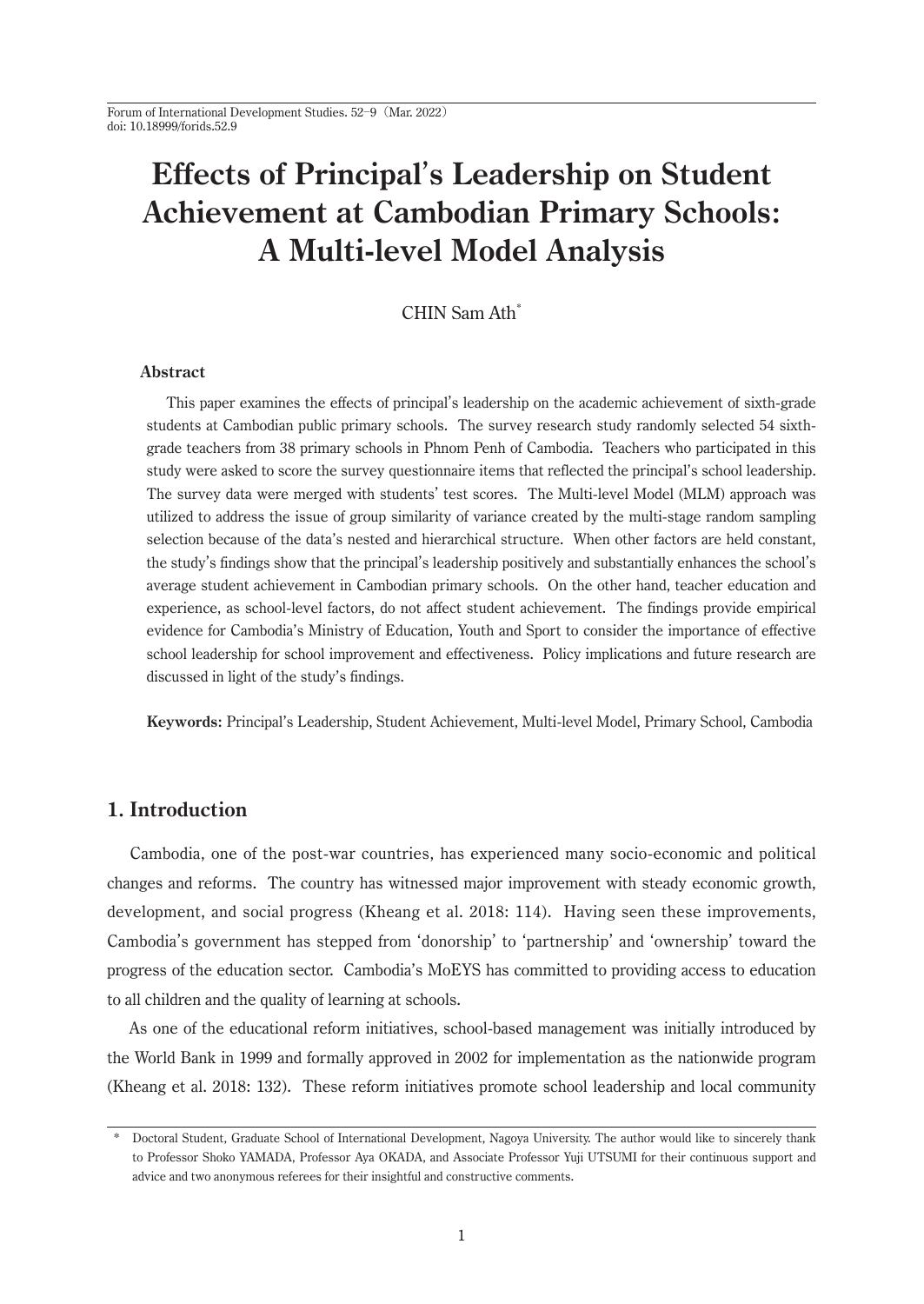# Effects of Principal's Leadership on Student Achievement at Cambodian Primary Schools: A Multi-level Model Analysis

CHIN Sam Ath*

### Abstract

This paper examines the effects of principal's leadership on the academic achievement of sixth-grade students at Cambodian public primary schools. The survey research study randomly selected 54 sixth-grade teachers from 38 primary schools in Phnom Penh of Cambodia. Teachers who participated in this study were asked to score the survey questionnaire items that reflected the principal's school leadership. The survey data were merged with students' test scores. The Multi-level Model (MLM) approach was utilized to address the issue of group similarity of variance created by the multi-stage random sampling selection because of the data's nested and hierarchical structure. When other factors are held constant, the study's findings show that the principal's leadership positively and substantially enhances the school's average student achievement in Cambodian primary schools. On the other hand, teacher education and experience, as school-level factors, do not affect student achievement. The findings provide empirical evidence for Cambodia's Ministry of Education, Youth and Sport to consider the importance of effective school leadership for school improvement and effectiveness. Policy implications and future research are discussed in light of the study's findings.

**Keywords:** Principal's Leadership, Student Achievement, Multi-level Model, Primary School, Cambodia

## 1. Introduction

Cambodia, one of the post-war countries, has experienced many socio-economic and political changes and reforms. The country has witnessed major improvement with steady economic growth, development, and social progress (Kheang et al. 2018: 114). Having seen these improvements, Cambodia's government has stepped from 'donorship' to 'partnership' and 'ownership' toward the progress of the education sector. Cambodia's MoEYS has committed to providing access to education to all children and the quality of learning at schools.

As one of the educational reform initiatives, school-based management was initially introduced by the World Bank in 1999 and formally approved in 2002 for implementation as the nationwide program (Kheang et al. 2018: 132). These reform initiatives promote school leadership and local community

* Doctoral Student, Graduate School of International Development, Nagoya University. The author would like to sincerely thank to Professor Shoko YAMADA, Professor Aya OKADA, and Associate Professor Yuji UTSUMI for their continuous support and advice and two anonymous referees for their insightful and constructive comments.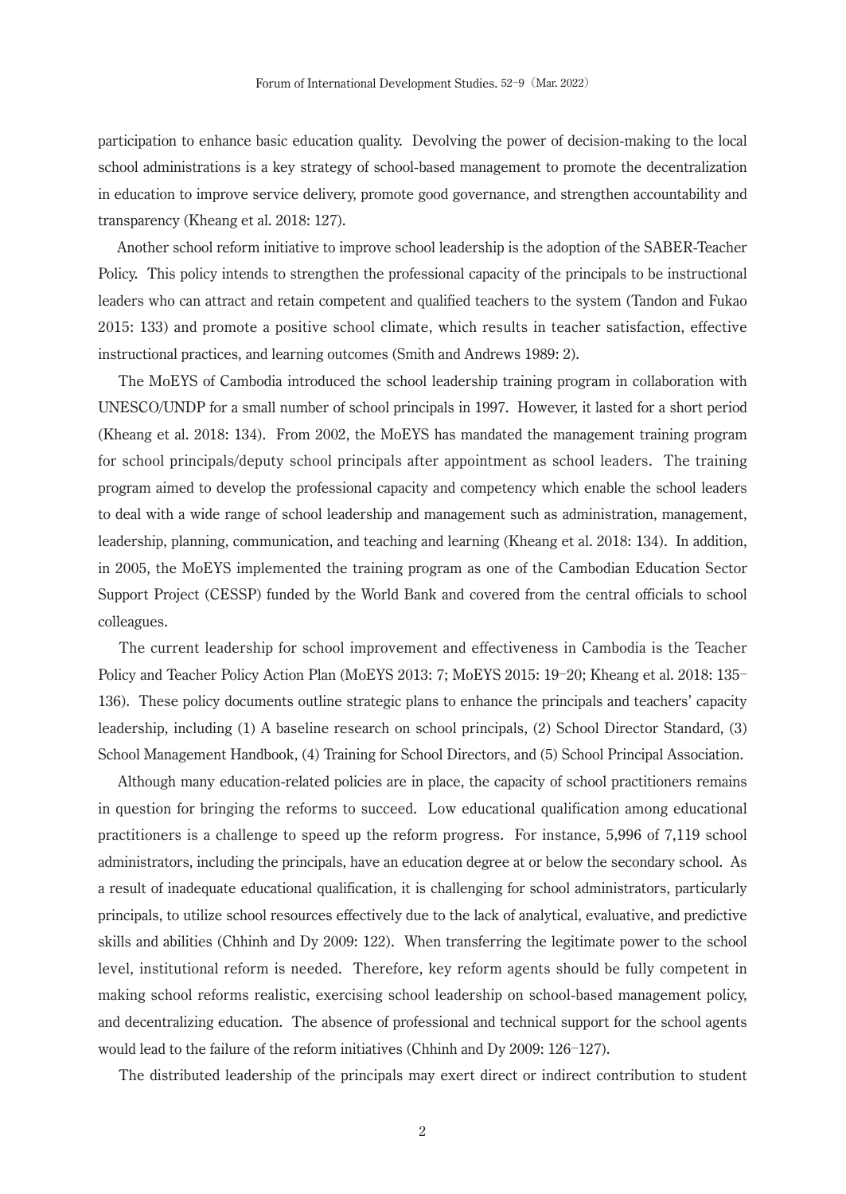participation to enhance basic education quality. Devolving the power of decision-making to the local school administrations is a key strategy of school-based management to promote the decentralization in education to improve service delivery, promote good governance, and strengthen accountability and transparency (Kheang et al. 2018: 127).

Another school reform initiative to improve school leadership is the adoption of the SABER-Teacher Policy. This policy intends to strengthen the professional capacity of the principals to be instructional leaders who can attract and retain competent and qualified teachers to the system (Tandon and Fukao 2015: 133) and promote a positive school climate, which results in teacher satisfaction, effective instructional practices, and learning outcomes (Smith and Andrews 1989: 2).

The MoEYS of Cambodia introduced the school leadership training program in collaboration with UNESCO/UNDP for a small number of school principals in 1997. However, it lasted for a short period (Kheang et al. 2018: 134). From 2002, the MoEYS has mandated the management training program for school principals/deputy school principals after appointment as school leaders. The training program aimed to develop the professional capacity and competency which enable the school leaders to deal with a wide range of school leadership and management such as administration, management, leadership, planning, communication, and teaching and learning (Kheang et al. 2018: 134). In addition, in 2005, the MoEYS implemented the training program as one of the Cambodian Education Sector Support Project (CESSP) funded by the World Bank and covered from the central officials to school colleagues.

The current leadership for school improvement and effectiveness in Cambodia is the Teacher Policy and Teacher Policy Action Plan (MoEYS 2013: 7; MoEYS 2015: 19–20; Kheang et al. 2018: 135–136). These policy documents outline strategic plans to enhance the principals and teachers' capacity leadership, including (1) A baseline research on school principals, (2) School Director Standard, (3) School Management Handbook, (4) Training for School Directors, and (5) School Principal Association.

Although many education-related policies are in place, the capacity of school practitioners remains in question for bringing the reforms to succeed. Low educational qualification among educational practitioners is a challenge to speed up the reform progress. For instance, 5,996 of 7,119 school administrators, including the principals, have an education degree at or below the secondary school. As a result of inadequate educational qualification, it is challenging for school administrators, particularly principals, to utilize school resources effectively due to the lack of analytical, evaluative, and predictive skills and abilities (Chhinh and Dy 2009: 122). When transferring the legitimate power to the school level, institutional reform is needed. Therefore, key reform agents should be fully competent in making school reforms realistic, exercising school leadership on school-based management policy, and decentralizing education. The absence of professional and technical support for the school agents would lead to the failure of the reform initiatives (Chhinh and Dy 2009: 126–127).

The distributed leadership of the principals may exert direct or indirect contribution to student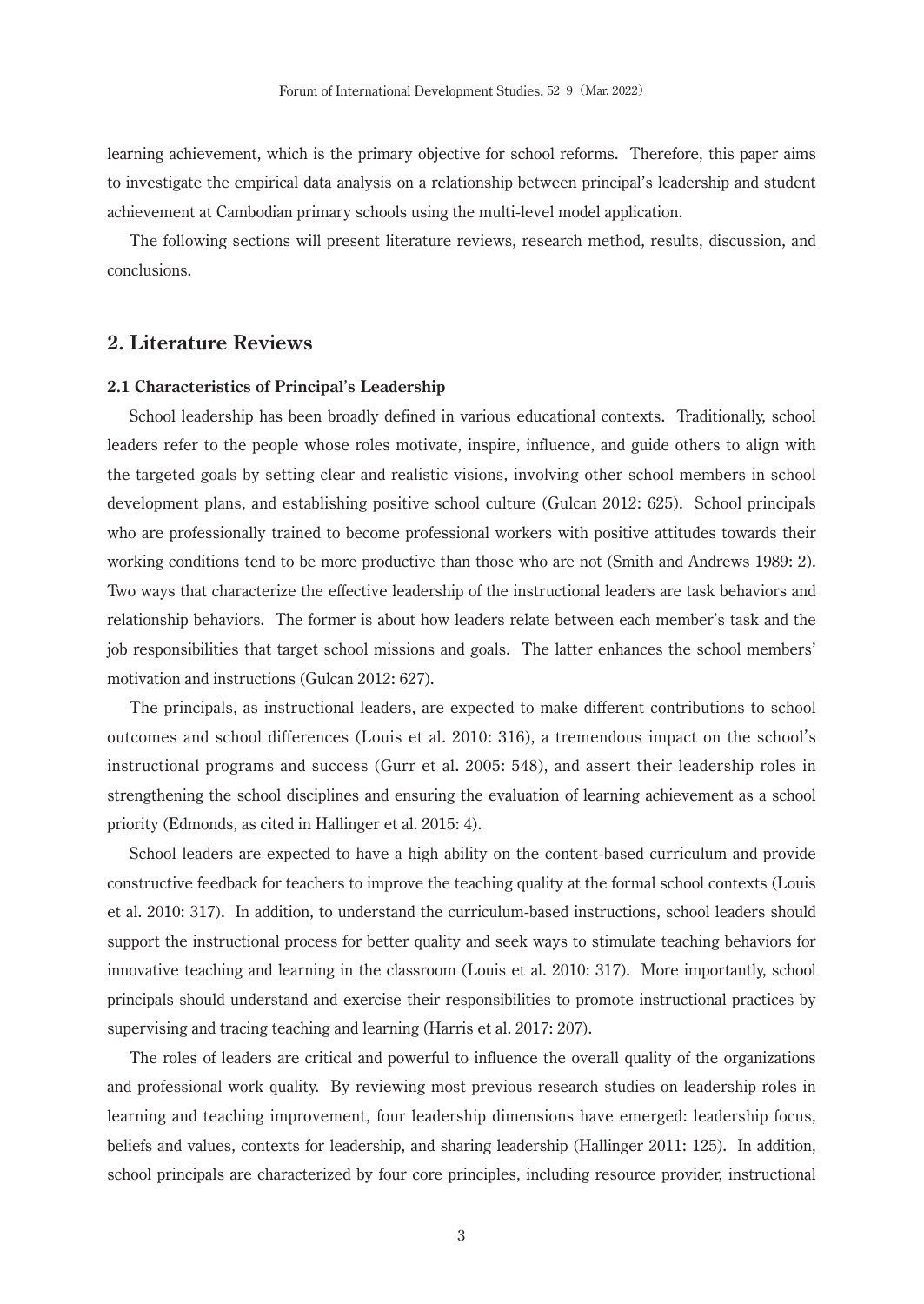learning achievement, which is the primary objective for school reforms. Therefore, this paper aims to investigate the empirical data analysis on a relationship between principal's leadership and student achievement at Cambodian primary schools using the multi-level model application.

The following sections will present literature reviews, research method, results, discussion, and conclusions.

## 2. Literature Reviews

### 2.1 Characteristics of Principal's Leadership

School leadership has been broadly defined in various educational contexts. Traditionally, school leaders refer to the people whose roles motivate, inspire, influence, and guide others to align with the targeted goals by setting clear and realistic visions, involving other school members in school development plans, and establishing positive school culture (Gulcan 2012: 625). School principals who are professionally trained to become professional workers with positive attitudes towards their working conditions tend to be more productive than those who are not (Smith and Andrews 1989: 2). Two ways that characterize the effective leadership of the instructional leaders are task behaviors and relationship behaviors. The former is about how leaders relate between each member's task and the job responsibilities that target school missions and goals. The latter enhances the school members' motivation and instructions (Gulcan 2012: 627).

The principals, as instructional leaders, are expected to make different contributions to school outcomes and school differences (Louis et al. 2010: 316), a tremendous impact on the school's instructional programs and success (Gurr et al. 2005: 548), and assert their leadership roles in strengthening the school disciplines and ensuring the evaluation of learning achievement as a school priority (Edmonds, as cited in Hallinger et al. 2015: 4).

School leaders are expected to have a high ability on the content-based curriculum and provide constructive feedback for teachers to improve the teaching quality at the formal school contexts (Louis et al. 2010: 317). In addition, to understand the curriculum-based instructions, school leaders should support the instructional process for better quality and seek ways to stimulate teaching behaviors for innovative teaching and learning in the classroom (Louis et al. 2010: 317). More importantly, school principals should understand and exercise their responsibilities to promote instructional practices by supervising and tracing teaching and learning (Harris et al. 2017: 207).

The roles of leaders are critical and powerful to influence the overall quality of the organizations and professional work quality. By reviewing most previous research studies on leadership roles in learning and teaching improvement, four leadership dimensions have emerged: leadership focus, beliefs and values, contexts for leadership, and sharing leadership (Hallinger 2011: 125). In addition, school principals are characterized by four core principles, including resource provider, instructional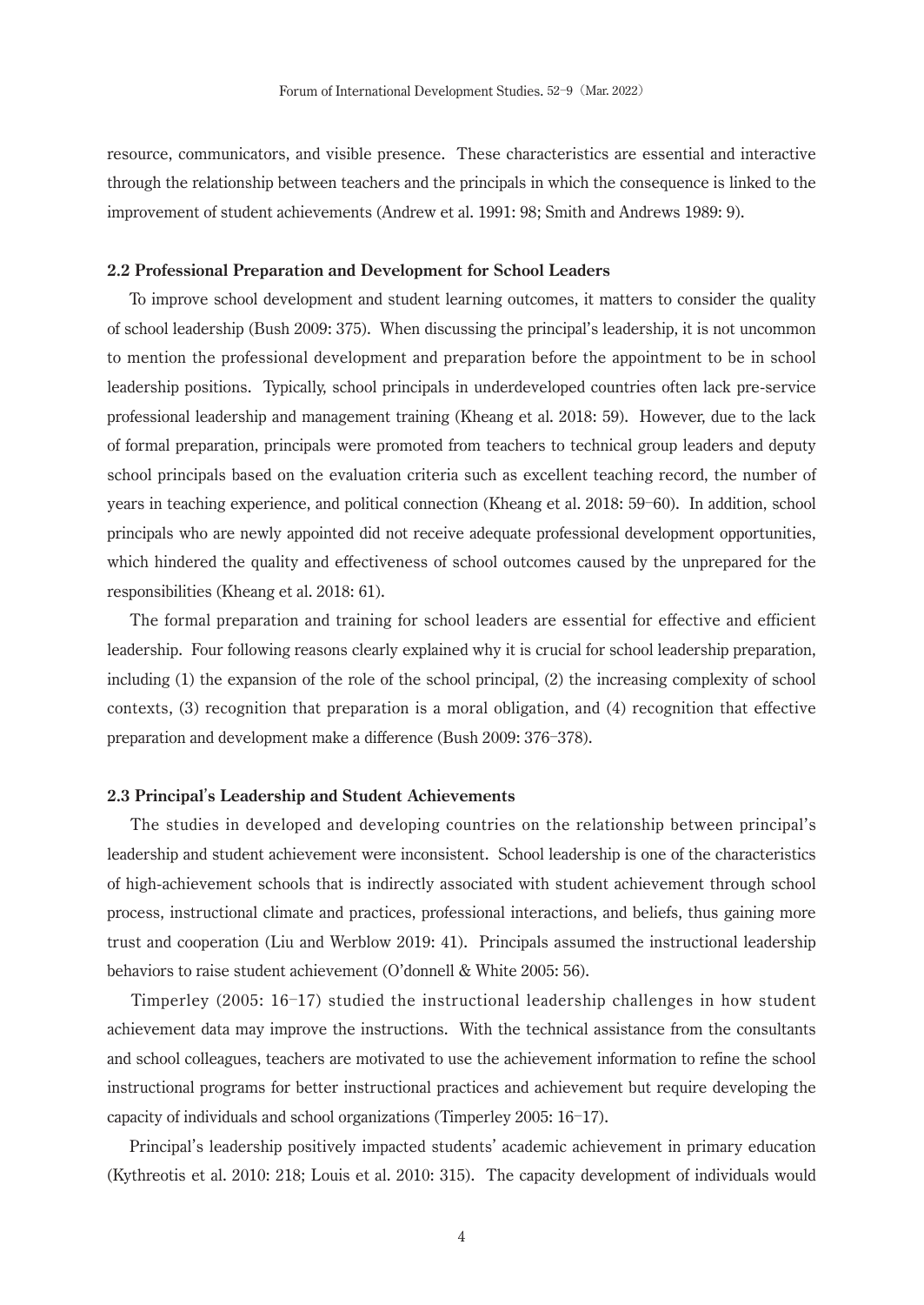resource, communicators, and visible presence. These characteristics are essential and interactive through the relationship between teachers and the principals in which the consequence is linked to the improvement of student achievements (Andrew et al. 1991: 98; Smith and Andrews 1989: 9).

### 2.2 Professional Preparation and Development for School Leaders

To improve school development and student learning outcomes, it matters to consider the quality of school leadership (Bush 2009: 375). When discussing the principal's leadership, it is not uncommon to mention the professional development and preparation before the appointment to be in school leadership positions. Typically, school principals in underdeveloped countries often lack pre-service professional leadership and management training (Kheang et al. 2018: 59). However, due to the lack of formal preparation, principals were promoted from teachers to technical group leaders and deputy school principals based on the evaluation criteria such as excellent teaching record, the number of years in teaching experience, and political connection (Kheang et al. 2018: 59–60). In addition, school principals who are newly appointed did not receive adequate professional development opportunities, which hindered the quality and effectiveness of school outcomes caused by the unprepared for the responsibilities (Kheang et al. 2018: 61).

The formal preparation and training for school leaders are essential for effective and efficient leadership. Four following reasons clearly explained why it is crucial for school leadership preparation, including (1) the expansion of the role of the school principal, (2) the increasing complexity of school contexts, (3) recognition that preparation is a moral obligation, and (4) recognition that effective preparation and development make a difference (Bush 2009: 376–378).

### 2.3 Principal's Leadership and Student Achievements

The studies in developed and developing countries on the relationship between principal's leadership and student achievement were inconsistent. School leadership is one of the characteristics of high-achievement schools that is indirectly associated with student achievement through school process, instructional climate and practices, professional interactions, and beliefs, thus gaining more trust and cooperation (Liu and Werblow 2019: 41). Principals assumed the instructional leadership behaviors to raise student achievement (O'donnell & White 2005: 56).

Timperley (2005: 16–17) studied the instructional leadership challenges in how student achievement data may improve the instructions. With the technical assistance from the consultants and school colleagues, teachers are motivated to use the achievement information to refine the school instructional programs for better instructional practices and achievement but require developing the capacity of individuals and school organizations (Timperley 2005: 16–17).

Principal's leadership positively impacted students' academic achievement in primary education (Kythreotis et al. 2010: 218; Louis et al. 2010: 315). The capacity development of individuals would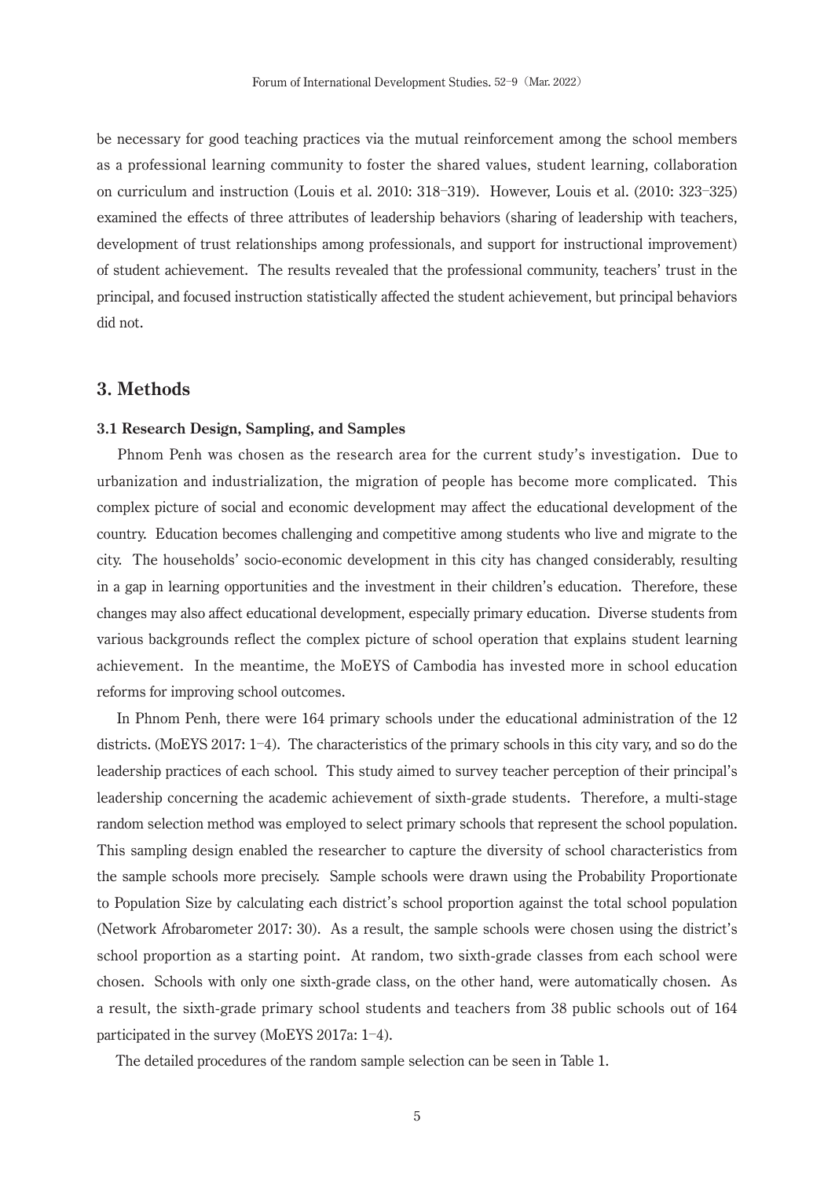be necessary for good teaching practices via the mutual reinforcement among the school members as a professional learning community to foster the shared values, student learning, collaboration on curriculum and instruction (Louis et al. 2010: 318–319). However, Louis et al. (2010: 323–325) examined the effects of three attributes of leadership behaviors (sharing of leadership with teachers, development of trust relationships among professionals, and support for instructional improvement) of student achievement. The results revealed that the professional community, teachers' trust in the principal, and focused instruction statistically affected the student achievement, but principal behaviors did not.

## 3. Methods

### 3.1 Research Design, Sampling, and Samples

Phnom Penh was chosen as the research area for the current study's investigation. Due to urbanization and industrialization, the migration of people has become more complicated. This complex picture of social and economic development may affect the educational development of the country. Education becomes challenging and competitive among students who live and migrate to the city. The households' socio-economic development in this city has changed considerably, resulting in a gap in learning opportunities and the investment in their children's education. Therefore, these changes may also affect educational development, especially primary education. Diverse students from various backgrounds reflect the complex picture of school operation that explains student learning achievement. In the meantime, the MoEYS of Cambodia has invested more in school education reforms for improving school outcomes.

In Phnom Penh, there were 164 primary schools under the educational administration of the 12 districts. (MoEYS 2017: 1–4). The characteristics of the primary schools in this city vary, and so do the leadership practices of each school. This study aimed to survey teacher perception of their principal's leadership concerning the academic achievement of sixth-grade students. Therefore, a multi-stage random selection method was employed to select primary schools that represent the school population. This sampling design enabled the researcher to capture the diversity of school characteristics from the sample schools more precisely. Sample schools were drawn using the Probability Proportionate to Population Size by calculating each district's school proportion against the total school population (Network Afrobarometer 2017: 30). As a result, the sample schools were chosen using the district's school proportion as a starting point. At random, two sixth-grade classes from each school were chosen. Schools with only one sixth-grade class, on the other hand, were automatically chosen. As a result, the sixth-grade primary school students and teachers from 38 public schools out of 164 participated in the survey (MoEYS 2017a: 1–4).

The detailed procedures of the random sample selection can be seen in Table 1.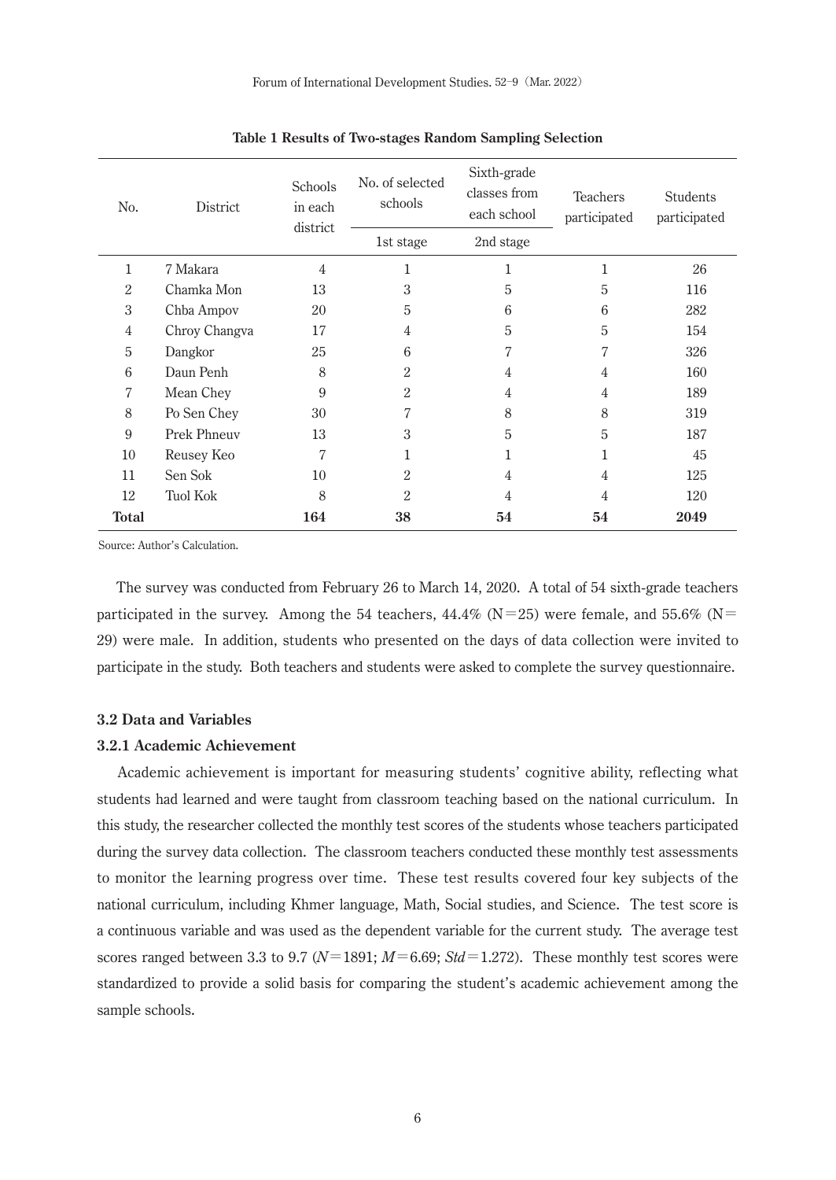**Table 1 Results of Two-stages Random Sampling Selection**

| No. | District | Schools in each district | No. of selected schools | Sixth-grade classes from each school | Teachers participated | Students participated |
|---|---|---|---|---|---|---|
| | | | 1st stage | 2nd stage | | |
| 1 | 7 Makara | 4 | 1 | 1 | 1 | 26 |
| 2 | Chamka Mon | 13 | 3 | 5 | 5 | 116 |
| 3 | Chba Ampov | 20 | 5 | 6 | 6 | 282 |
| 4 | Chroy Changva | 17 | 4 | 5 | 5 | 154 |
| 5 | Dangkor | 25 | 6 | 7 | 7 | 326 |
| 6 | Daun Penh | 8 | 2 | 4 | 4 | 160 |
| 7 | Mean Chey | 9 | 2 | 4 | 4 | 189 |
| 8 | Po Sen Chey | 30 | 7 | 8 | 8 | 319 |
| 9 | Prek Phneuv | 13 | 3 | 5 | 5 | 187 |
| 10 | Reusey Keo | 7 | 1 | 1 | 1 | 45 |
| 11 | Sen Sok | 10 | 2 | 4 | 4 | 125 |
| 12 | Tuol Kok | 8 | 2 | 4 | 4 | 120 |
| **Total** | | **164** | **38** | **54** | **54** | **2049** |

Source: Author's Calculation.

The survey was conducted from February 26 to March 14, 2020. A total of 54 sixth-grade teachers participated in the survey. Among the 54 teachers, 44.4% (N=25) were female, and 55.6% (N=29) were male. In addition, students who presented on the days of data collection were invited to participate in the study. Both teachers and students were asked to complete the survey questionnaire.

### 3.2 Data and Variables

#### 3.2.1 Academic Achievement

Academic achievement is important for measuring students' cognitive ability, reflecting what students had learned and were taught from classroom teaching based on the national curriculum. In this study, the researcher collected the monthly test scores of the students whose teachers participated during the survey data collection. The classroom teachers conducted these monthly test assessments to monitor the learning progress over time. These test results covered four key subjects of the national curriculum, including Khmer language, Math, Social studies, and Science. The test score is a continuous variable and was used as the dependent variable for the current study. The average test scores ranged between 3.3 to 9.7 ($N$=1891; $M$=6.69; $Std$=1.272). These monthly test scores were standardized to provide a solid basis for comparing the student's academic achievement among the sample schools.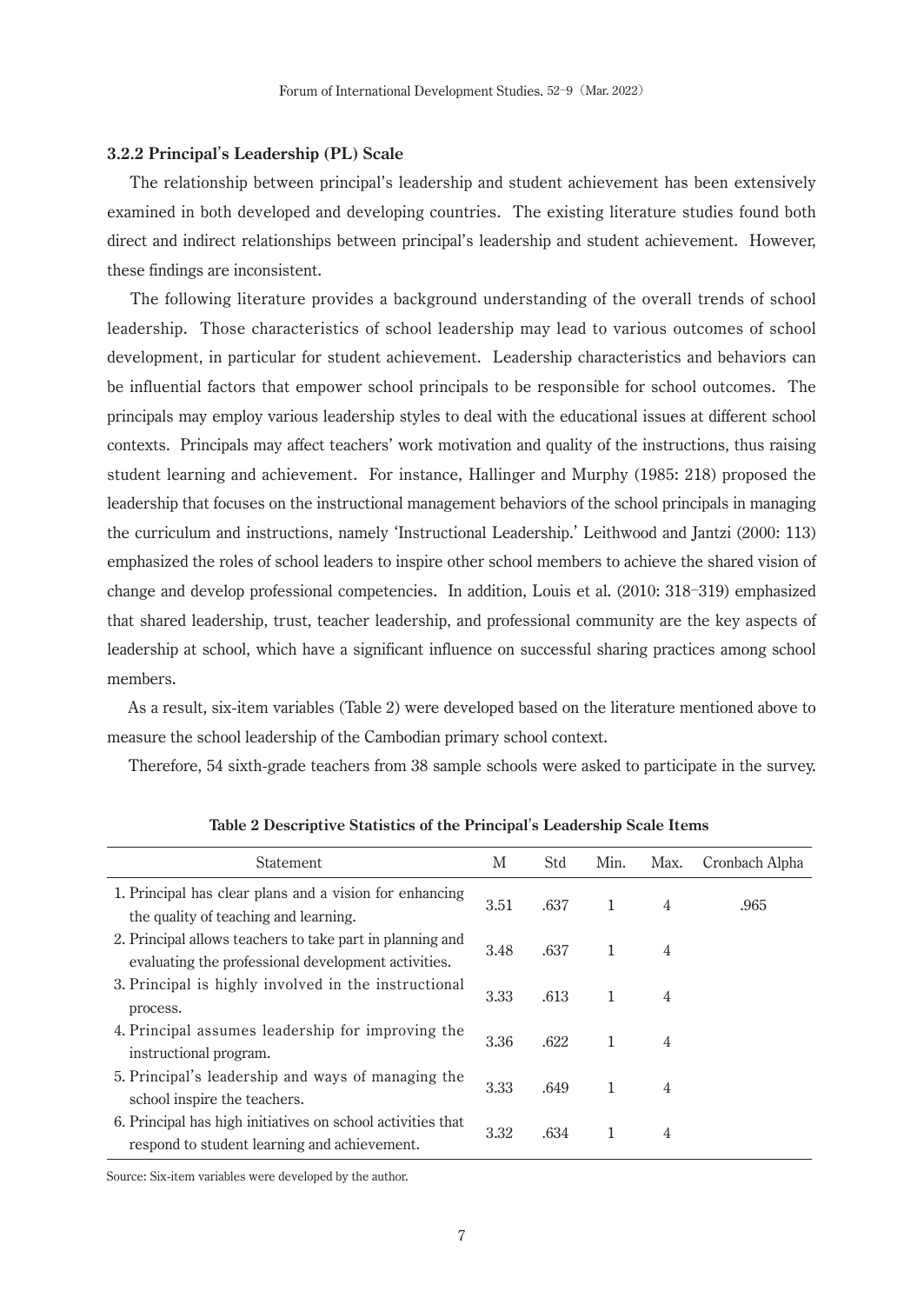### 3.2.2 Principal's Leadership (PL) Scale

The relationship between principal's leadership and student achievement has been extensively examined in both developed and developing countries. The existing literature studies found both direct and indirect relationships between principal's leadership and student achievement. However, these findings are inconsistent.

The following literature provides a background understanding of the overall trends of school leadership. Those characteristics of school leadership may lead to various outcomes of school development, in particular for student achievement. Leadership characteristics and behaviors can be influential factors that empower school principals to be responsible for school outcomes. The principals may employ various leadership styles to deal with the educational issues at different school contexts. Principals may affect teachers' work motivation and quality of the instructions, thus raising student learning and achievement. For instance, Hallinger and Murphy (1985: 218) proposed the leadership that focuses on the instructional management behaviors of the school principals in managing the curriculum and instructions, namely 'Instructional Leadership.' Leithwood and Jantzi (2000: 113) emphasized the roles of school leaders to inspire other school members to achieve the shared vision of change and develop professional competencies. In addition, Louis et al. (2010: 318–319) emphasized that shared leadership, trust, teacher leadership, and professional community are the key aspects of leadership at school, which have a significant influence on successful sharing practices among school members.

As a result, six-item variables (Table 2) were developed based on the literature mentioned above to measure the school leadership of the Cambodian primary school context.

Therefore, 54 sixth-grade teachers from 38 sample schools were asked to participate in the survey.

**Table 2 Descriptive Statistics of the Principal's Leadership Scale Items**

| Statement | M | Std | Min. | Max. | Cronbach Alpha |
|---|---|---|---|---|---|
| 1. Principal has clear plans and a vision for enhancing the quality of teaching and learning. | 3.51 | .637 | 1 | 4 | .965 |
| 2. Principal allows teachers to take part in planning and evaluating the professional development activities. | 3.48 | .637 | 1 | 4 | |
| 3. Principal is highly involved in the instructional process. | 3.33 | .613 | 1 | 4 | |
| 4. Principal assumes leadership for improving the instructional program. | 3.36 | .622 | 1 | 4 | |
| 5. Principal's leadership and ways of managing the school inspire the teachers. | 3.33 | .649 | 1 | 4 | |
| 6. Principal has high initiatives on school activities that respond to student learning and achievement. | 3.32 | .634 | 1 | 4 | |

Source: Six-item variables were developed by the author.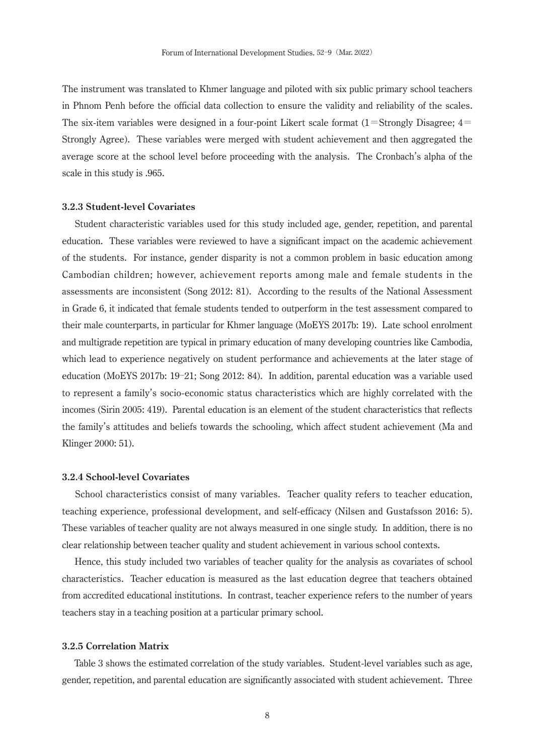The instrument was translated to Khmer language and piloted with six public primary school teachers in Phnom Penh before the official data collection to ensure the validity and reliability of the scales. The six-item variables were designed in a four-point Likert scale format (1 = Strongly Disagree; 4 = Strongly Agree). These variables were merged with student achievement and then aggregated the average score at the school level before proceeding with the analysis. The Cronbach's alpha of the scale in this study is .965.

### 3.2.3 Student-level Covariates

Student characteristic variables used for this study included age, gender, repetition, and parental education. These variables were reviewed to have a significant impact on the academic achievement of the students. For instance, gender disparity is not a common problem in basic education among Cambodian children; however, achievement reports among male and female students in the assessments are inconsistent (Song 2012: 81). According to the results of the National Assessment in Grade 6, it indicated that female students tended to outperform in the test assessment compared to their male counterparts, in particular for Khmer language (MoEYS 2017b: 19). Late school enrolment and multigrade repetition are typical in primary education of many developing countries like Cambodia, which lead to experience negatively on student performance and achievements at the later stage of education (MoEYS 2017b: 19–21; Song 2012: 84). In addition, parental education was a variable used to represent a family's socio-economic status characteristics which are highly correlated with the incomes (Sirin 2005: 419). Parental education is an element of the student characteristics that reflects the family's attitudes and beliefs towards the schooling, which affect student achievement (Ma and Klinger 2000: 51).

### 3.2.4 School-level Covariates

School characteristics consist of many variables. Teacher quality refers to teacher education, teaching experience, professional development, and self-efficacy (Nilsen and Gustafsson 2016: 5). These variables of teacher quality are not always measured in one single study. In addition, there is no clear relationship between teacher quality and student achievement in various school contexts.

Hence, this study included two variables of teacher quality for the analysis as covariates of school characteristics. Teacher education is measured as the last education degree that teachers obtained from accredited educational institutions. In contrast, teacher experience refers to the number of years teachers stay in a teaching position at a particular primary school.

### 3.2.5 Correlation Matrix

Table 3 shows the estimated correlation of the study variables. Student-level variables such as age, gender, repetition, and parental education are significantly associated with student achievement. Three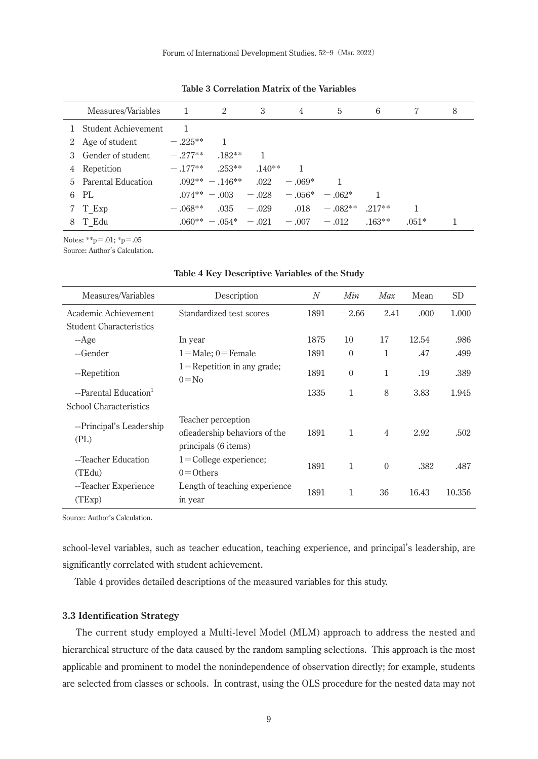**Table 3 Correlation Matrix of the Variables**

| | Measures/Variables | 1 | 2 | 3 | 4 | 5 | 6 | 7 | 8 |
|---|---|---|---|---|---|---|---|---|---|
| 1 | Student Achievement | 1 | | | | | | | |
| 2 | Age of student | −.225** | 1 | | | | | | |
| 3 | Gender of student | −.277** | .182** | 1 | | | | | |
| 4 | Repetition | −.177** | .253** | .140** | 1 | | | | |
| 5 | Parental Education | .092** | −.146** | .022 | −.069* | 1 | | | |
| 6 | PL | .074** | −.003 | −.028 | −.056* | −.062* | 1 | | |
| 7 | T_Exp | −.068** | .035 | −.029 | .018 | −.082** | .217** | 1 | |
| 8 | T_Edu | .060** | −.054* | −.021 | −.007 | −.012 | .163** | .051* | 1 |

Notes: **p=.01; *p=.05

Source: Author's Calculation.

**Table 4 Key Descriptive Variables of the Study**

| Measures/Variables | Description | *N* | *Min* | *Max* | Mean | SD |
|---|---|---|---|---|---|---|
| Academic Achievement | Standardized test scores | 1891 | −2.66 | 2.41 | .000 | 1.000 |
| Student Characteristics | | | | | | |
| --Age | In year | 1875 | 10 | 17 | 12.54 | .986 |
| --Gender | 1=Male; 0=Female | 1891 | 0 | 1 | .47 | .499 |
| --Repetition | 1=Repetition in any grade; 0=No | 1891 | 0 | 1 | .19 | .389 |
| --Parental Education[1] | | 1335 | 1 | 8 | 3.83 | 1.945 |
| School Characteristics | | | | | | |
| --Principal's Leadership (PL) | Teacher perception ofleadership behaviors of the principals (6 items) | 1891 | 1 | 4 | 2.92 | .502 |
| --Teacher Education (TEdu) | 1=College experience; 0=Others | 1891 | 1 | 0 | .382 | .487 |
| --Teacher Experience (TExp) | Length of teaching experience in year | 1891 | 1 | 36 | 16.43 | 10.356 |

Source: Author's Calculation.

school-level variables, such as teacher education, teaching experience, and principal's leadership, are significantly correlated with student achievement.

Table 4 provides detailed descriptions of the measured variables for this study.

### 3.3 Identification Strategy

The current study employed a Multi-level Model (MLM) approach to address the nested and hierarchical structure of the data caused by the random sampling selections. This approach is the most applicable and prominent to model the nonindependence of observation directly; for example, students are selected from classes or schools. In contrast, using the OLS procedure for the nested data may not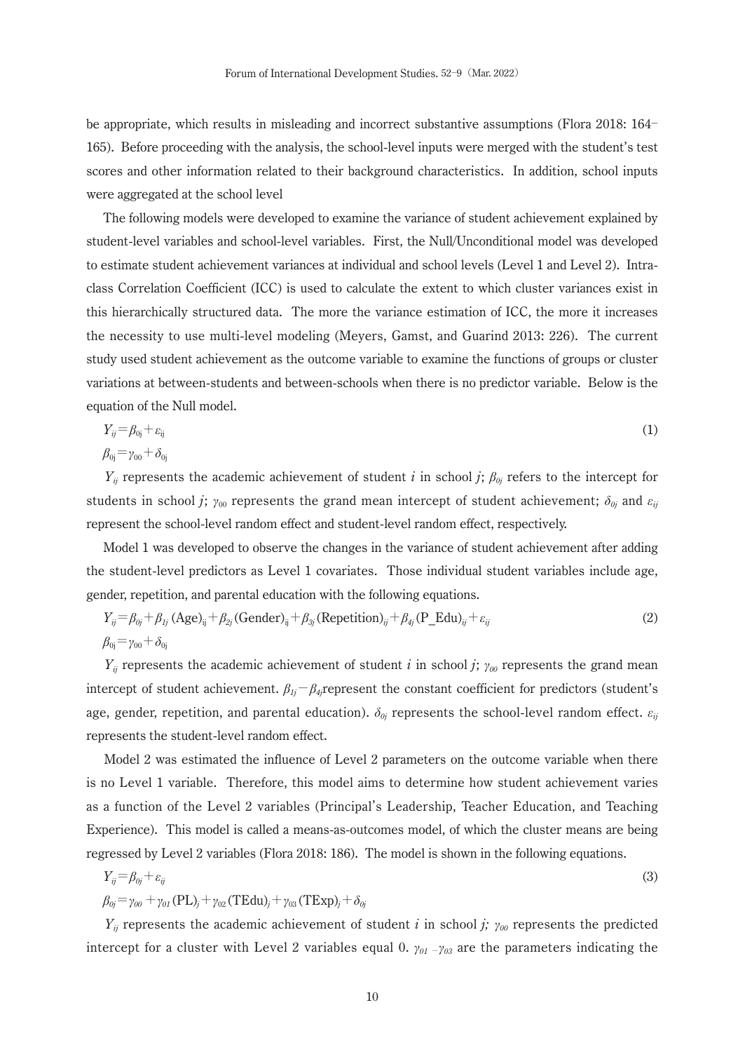be appropriate, which results in misleading and incorrect substantive assumptions (Flora 2018: 164–165). Before proceeding with the analysis, the school-level inputs were merged with the student's test scores and other information related to their background characteristics. In addition, school inputs were aggregated at the school level

The following models were developed to examine the variance of student achievement explained by student-level variables and school-level variables. First, the Null/Unconditional model was developed to estimate student achievement variances at individual and school levels (Level 1 and Level 2). Intra-class Correlation Coefficient (ICC) is used to calculate the extent to which cluster variances exist in this hierarchically structured data. The more the variance estimation of ICC, the more it increases the necessity to use multi-level modeling (Meyers, Gamst, and Guarind 2013: 226). The current study used student achievement as the outcome variable to examine the functions of groups or cluster variations at between-students and between-schools when there is no predictor variable. Below is the equation of the Null model.

$$Y_{ij} = \beta_{0j} + \varepsilon_{ij} \tag{1}$$

$$\beta_{0j} = \gamma_{00} + \delta_{0j}$$

$Y_{ij}$ represents the academic achievement of student $i$ in school $j$; $\beta_{0j}$ refers to the intercept for students in school $j$; $\gamma_{00}$ represents the grand mean intercept of student achievement; $\delta_{0j}$ and $\varepsilon_{ij}$ represent the school-level random effect and student-level random effect, respectively.

Model 1 was developed to observe the changes in the variance of student achievement after adding the student-level predictors as Level 1 covariates. Those individual student variables include age, gender, repetition, and parental education with the following equations.

$$Y_{ij} = \beta_{0j} + \beta_{1j}\,(\text{Age})_{ij} + \beta_{2j}\,(\text{Gender})_{ij} + \beta_{3j}\,(\text{Repetition})_{ij} + \beta_{4j}\,(\text{P\_Edu})_{ij} + \varepsilon_{ij} \tag{2}$$

$$\beta_{0j} = \gamma_{00} + \delta_{0j}$$

$Y_{ij}$ represents the academic achievement of student $i$ in school $j$; $\gamma_{00}$ represents the grand mean intercept of student achievement. $\beta_{1j} - \beta_{4j}$represent the constant coefficient for predictors (student's age, gender, repetition, and parental education). $\delta_{0j}$ represents the school-level random effect. $\varepsilon_{ij}$ represents the student-level random effect.

Model 2 was estimated the influence of Level 2 parameters on the outcome variable when there is no Level 1 variable. Therefore, this model aims to determine how student achievement varies as a function of the Level 2 variables (Principal's Leadership, Teacher Education, and Teaching Experience). This model is called a means-as-outcomes model, of which the cluster means are being regressed by Level 2 variables (Flora 2018: 186). The model is shown in the following equations.

$$Y_{ij} = \beta_{0j} + \varepsilon_{ij} \tag{3}$$

$$\beta_{0j} = \gamma_{00} + \gamma_{01}\,(\text{PL})_j + \gamma_{02}\,(\text{TEdu})_j + \gamma_{03}\,(\text{TExp})_j + \delta_{0j}$$

$Y_{ij}$ represents the academic achievement of student $i$ in school $j$; $\gamma_{00}$ represents the predicted intercept for a cluster with Level 2 variables equal 0. $\gamma_{01} - \gamma_{03}$ are the parameters indicating the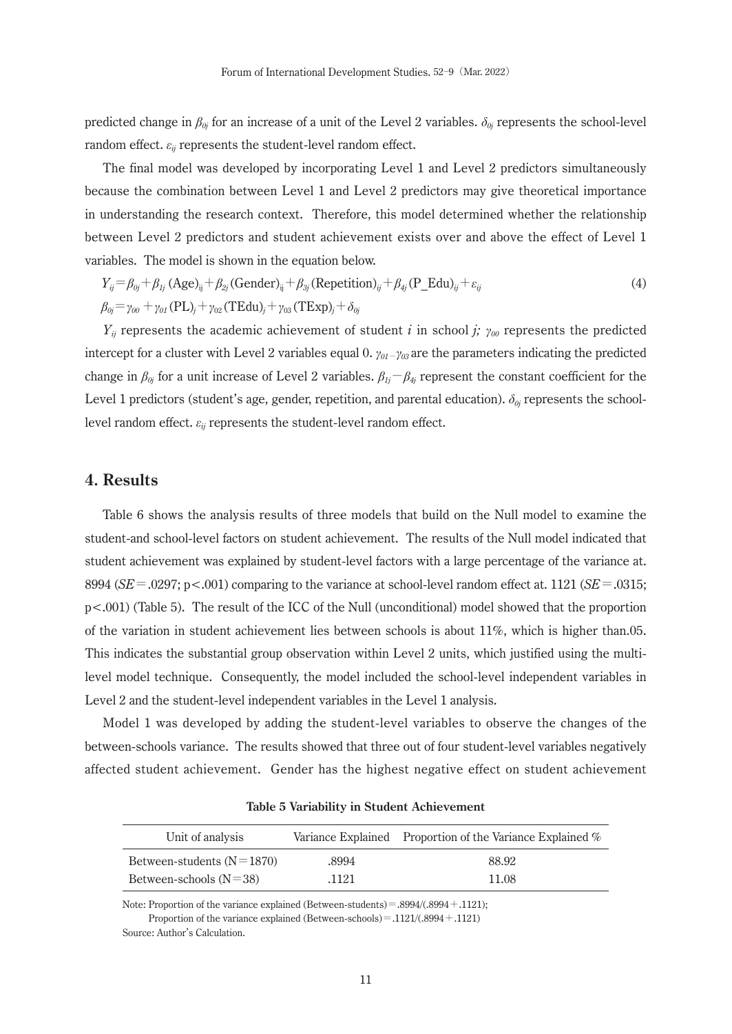predicted change in $\beta_{0j}$ for an increase of a unit of the Level 2 variables. $\delta_{0j}$ represents the school-level random effect. $\varepsilon_{ij}$ represents the student-level random effect.

The final model was developed by incorporating Level 1 and Level 2 predictors simultaneously because the combination between Level 1 and Level 2 predictors may give theoretical importance in understanding the research context. Therefore, this model determined whether the relationship between Level 2 predictors and student achievement exists over and above the effect of Level 1 variables. The model is shown in the equation below.

$$Y_{ij}=\beta_{0j}+\beta_{1j}\,(\text{Age})_{ij}+\beta_{2j}\,(\text{Gender})_{ij}+\beta_{3j}\,(\text{Repetition})_{ij}+\beta_{4j}\,(\text{P\_Edu})_{ij}+\varepsilon_{ij} \quad (4)$$

$$\beta_{0j}=\gamma_{00}+\gamma_{01}\,(\text{PL})_j+\gamma_{02}\,(\text{TEdu})_j+\gamma_{03}\,(\text{TExp})_j+\delta_{0j}$$

$Y_{ij}$ represents the academic achievement of student $i$ in school $j$; $\gamma_{00}$ represents the predicted intercept for a cluster with Level 2 variables equal 0. $\gamma_{01}-\gamma_{03}$ are the parameters indicating the predicted change in $\beta_{0j}$ for a unit increase of Level 2 variables. $\beta_{1j}-\beta_{4j}$ represent the constant coefficient for the Level 1 predictors (student's age, gender, repetition, and parental education). $\delta_{0j}$ represents the school-level random effect. $\varepsilon_{ij}$ represents the student-level random effect.

## 4. Results

Table 6 shows the analysis results of three models that build on the Null model to examine the student-and school-level factors on student achievement. The results of the Null model indicated that student achievement was explained by student-level factors with a large percentage of the variance at. 8994 ($SE$ = .0297; $p < .001$) comparing to the variance at school-level random effect at. 1121 ($SE$ = .0315; $p < .001$) (Table 5). The result of the ICC of the Null (unconditional) model showed that the proportion of the variation in student achievement lies between schools is about 11%, which is higher than.05. This indicates the substantial group observation within Level 2 units, which justified using the multi-level model technique. Consequently, the model included the school-level independent variables in Level 2 and the student-level independent variables in the Level 1 analysis.

Model 1 was developed by adding the student-level variables to observe the changes of the between-schools variance. The results showed that three out of four student-level variables negatively affected student achievement. Gender has the highest negative effect on student achievement

**Table 5 Variability in Student Achievement**

| Unit of analysis | Variance Explained | Proportion of the Variance Explained % |
|---|---|---|
| Between-students (N = 1870) | .8994 | 88.92 |
| Between-schools (N = 38) | .1121 | 11.08 |

Note: Proportion of the variance explained (Between-students) = .8994/(.8994 + .1121);
Proportion of the variance explained (Between-schools) = .1121/(.8994 + .1121)
Source: Author's Calculation.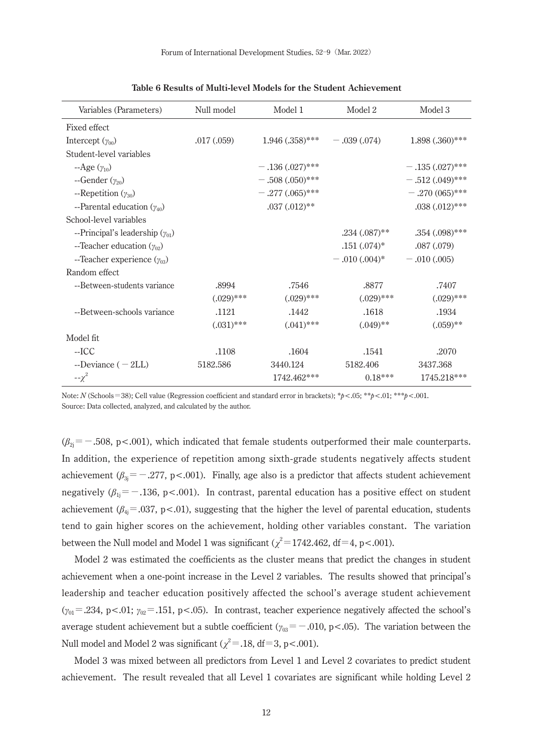**Table 6 Results of Multi-level Models for the Student Achievement**

| Variables (Parameters) | Null model | Model 1 | Model 2 | Model 3 |
|---|---|---|---|---|
| Fixed effect | | | | |
| Intercept ($\gamma_{00}$) | .017 (.059) | 1.946 (.358)*** | − .039 (.074) | 1.898 (.360)*** |
| Student-level variables | | | | |
| --Age ($\gamma_{10}$) | | − .136 (.027)*** | | − .135 (.027)*** |
| --Gender ($\gamma_{20}$) | | − .508 (.050)*** | | − .512 (.049)*** |
| --Repetition ($\gamma_{30}$) | | − .277 (.065)*** | | − .270 (065)*** |
| --Parental education ($\gamma_{40}$) | | .037 (.012)** | | .038 (.012)*** |
| School-level variables | | | | |
| --Principal's leadership ($\gamma_{01}$) | | | .234 (.087)** | .354 (.098)*** |
| --Teacher education ($\gamma_{02}$) | | | .151 (.074)* | .087 (.079) |
| --Teacher experience ($\gamma_{03}$) | | | − .010 (.004)* | − .010 (.005) |
| Random effect | | | | |
| --Between-students variance | .8994 | .7546 | .8877 | .7407 |
| | (.029)*** | (.029)*** | (.029)*** | (.029)*** |
| --Between-schools variance | .1121 | .1442 | .1618 | .1934 |
| | (.031)*** | (.041)*** | (.049)** | (.059)** |
| Model fit | | | | |
| --ICC | .1108 | .1604 | .1541 | .2070 |
| --Deviance (− 2LL) | 5182.586 | 3440.124 | 5182.406 | 3437.368 |
| --$\chi^2$ | | 1742.462*** | 0.18*** | 1745.218*** |

Note: *N* (Schools = 38); Cell value (Regression coefficient and standard error in brackets); **p*<.05; ***p*<.01; ****p*<.001.
Source: Data collected, analyzed, and calculated by the author.

($\beta_{2j}$ = − .508, p<.001), which indicated that female students outperformed their male counterparts. In addition, the experience of repetition among sixth-grade students negatively affects student achievement ($\beta_{3j}$ = − .277, p<.001). Finally, age also is a predictor that affects student achievement negatively ($\beta_{1j}$ = − .136, p<.001). In contrast, parental education has a positive effect on student achievement ($\beta_{4j}$ = .037, p<.01), suggesting that the higher the level of parental education, students tend to gain higher scores on the achievement, holding other variables constant. The variation between the Null model and Model 1 was significant ($\chi^2$ = 1742.462, df = 4, p<.001).

Model 2 was estimated the coefficients as the cluster means that predict the changes in student achievement when a one-point increase in the Level 2 variables. The results showed that principal's leadership and teacher education positively affected the school's average student achievement ($\gamma_{01}$ = .234, p<.01; $\gamma_{02}$ = .151, p<.05). In contrast, teacher experience negatively affected the school's average student achievement but a subtle coefficient ($\gamma_{03}$ = − .010, p<.05). The variation between the Null model and Model 2 was significant ($\chi^2$ = .18, df = 3, p<.001).

Model 3 was mixed between all predictors from Level 1 and Level 2 covariates to predict student achievement. The result revealed that all Level 1 covariates are significant while holding Level 2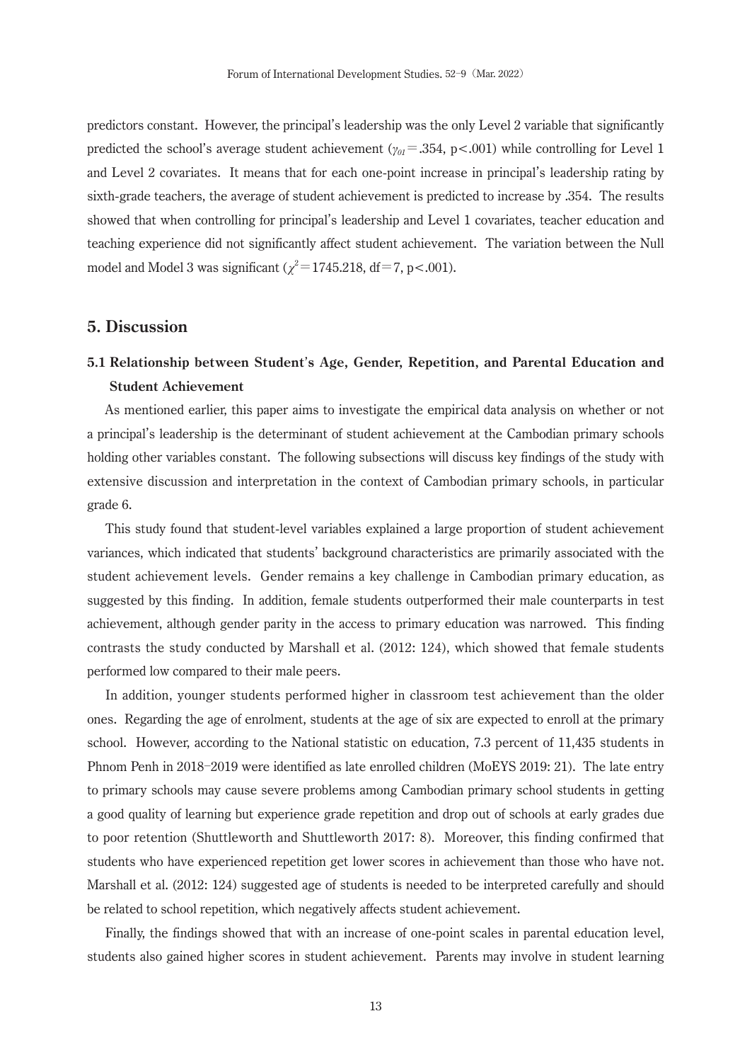predictors constant. However, the principal's leadership was the only Level 2 variable that significantly predicted the school's average student achievement ($\gamma_{01}$ = .354, p < .001) while controlling for Level 1 and Level 2 covariates. It means that for each one-point increase in principal's leadership rating by sixth-grade teachers, the average of student achievement is predicted to increase by .354. The results showed that when controlling for principal's leadership and Level 1 covariates, teacher education and teaching experience did not significantly affect student achievement. The variation between the Null model and Model 3 was significant ($\chi^2$ = 1745.218, df = 7, p < .001).

## 5. Discussion

### 5.1 Relationship between Student's Age, Gender, Repetition, and Parental Education and Student Achievement

As mentioned earlier, this paper aims to investigate the empirical data analysis on whether or not a principal's leadership is the determinant of student achievement at the Cambodian primary schools holding other variables constant. The following subsections will discuss key findings of the study with extensive discussion and interpretation in the context of Cambodian primary schools, in particular grade 6.

This study found that student-level variables explained a large proportion of student achievement variances, which indicated that students' background characteristics are primarily associated with the student achievement levels. Gender remains a key challenge in Cambodian primary education, as suggested by this finding. In addition, female students outperformed their male counterparts in test achievement, although gender parity in the access to primary education was narrowed. This finding contrasts the study conducted by Marshall et al. (2012: 124), which showed that female students performed low compared to their male peers.

In addition, younger students performed higher in classroom test achievement than the older ones. Regarding the age of enrolment, students at the age of six are expected to enroll at the primary school. However, according to the National statistic on education, 7.3 percent of 11,435 students in Phnom Penh in 2018–2019 were identified as late enrolled children (MoEYS 2019: 21). The late entry to primary schools may cause severe problems among Cambodian primary school students in getting a good quality of learning but experience grade repetition and drop out of schools at early grades due to poor retention (Shuttleworth and Shuttleworth 2017: 8). Moreover, this finding confirmed that students who have experienced repetition get lower scores in achievement than those who have not. Marshall et al. (2012: 124) suggested age of students is needed to be interpreted carefully and should be related to school repetition, which negatively affects student achievement.

Finally, the findings showed that with an increase of one-point scales in parental education level, students also gained higher scores in student achievement. Parents may involve in student learning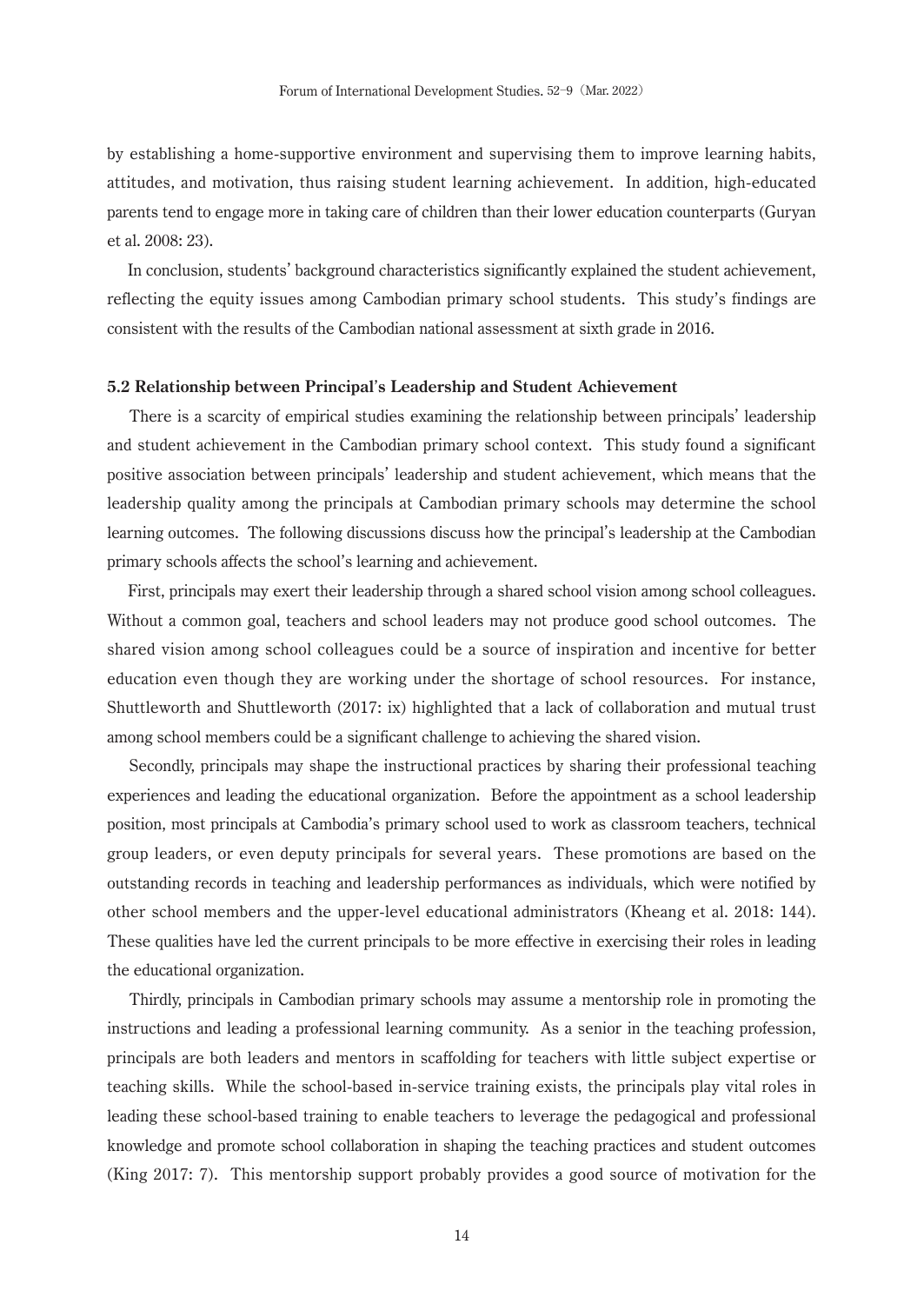by establishing a home-supportive environment and supervising them to improve learning habits, attitudes, and motivation, thus raising student learning achievement. In addition, high-educated parents tend to engage more in taking care of children than their lower education counterparts (Guryan et al. 2008: 23).

In conclusion, students' background characteristics significantly explained the student achievement, reflecting the equity issues among Cambodian primary school students. This study's findings are consistent with the results of the Cambodian national assessment at sixth grade in 2016.

### 5.2 Relationship between Principal's Leadership and Student Achievement

There is a scarcity of empirical studies examining the relationship between principals' leadership and student achievement in the Cambodian primary school context. This study found a significant positive association between principals' leadership and student achievement, which means that the leadership quality among the principals at Cambodian primary schools may determine the school learning outcomes. The following discussions discuss how the principal's leadership at the Cambodian primary schools affects the school's learning and achievement.

First, principals may exert their leadership through a shared school vision among school colleagues. Without a common goal, teachers and school leaders may not produce good school outcomes. The shared vision among school colleagues could be a source of inspiration and incentive for better education even though they are working under the shortage of school resources. For instance, Shuttleworth and Shuttleworth (2017: ix) highlighted that a lack of collaboration and mutual trust among school members could be a significant challenge to achieving the shared vision.

Secondly, principals may shape the instructional practices by sharing their professional teaching experiences and leading the educational organization. Before the appointment as a school leadership position, most principals at Cambodia's primary school used to work as classroom teachers, technical group leaders, or even deputy principals for several years. These promotions are based on the outstanding records in teaching and leadership performances as individuals, which were notified by other school members and the upper-level educational administrators (Kheang et al. 2018: 144). These qualities have led the current principals to be more effective in exercising their roles in leading the educational organization.

Thirdly, principals in Cambodian primary schools may assume a mentorship role in promoting the instructions and leading a professional learning community. As a senior in the teaching profession, principals are both leaders and mentors in scaffolding for teachers with little subject expertise or teaching skills. While the school-based in-service training exists, the principals play vital roles in leading these school-based training to enable teachers to leverage the pedagogical and professional knowledge and promote school collaboration in shaping the teaching practices and student outcomes (King 2017: 7). This mentorship support probably provides a good source of motivation for the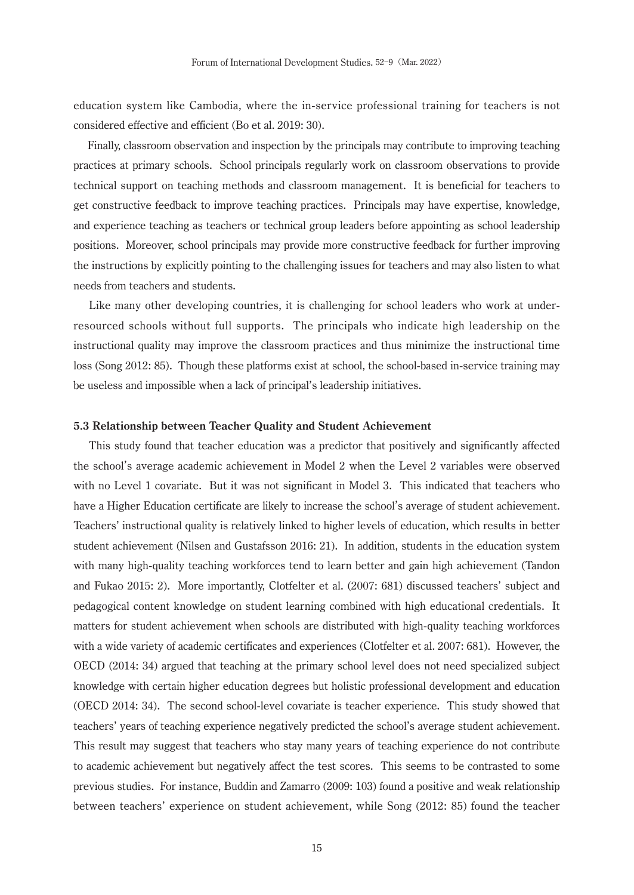education system like Cambodia, where the in-service professional training for teachers is not considered effective and efficient (Bo et al. 2019: 30).

Finally, classroom observation and inspection by the principals may contribute to improving teaching practices at primary schools. School principals regularly work on classroom observations to provide technical support on teaching methods and classroom management. It is beneficial for teachers to get constructive feedback to improve teaching practices. Principals may have expertise, knowledge, and experience teaching as teachers or technical group leaders before appointing as school leadership positions. Moreover, school principals may provide more constructive feedback for further improving the instructions by explicitly pointing to the challenging issues for teachers and may also listen to what needs from teachers and students.

Like many other developing countries, it is challenging for school leaders who work at under-resourced schools without full supports. The principals who indicate high leadership on the instructional quality may improve the classroom practices and thus minimize the instructional time loss (Song 2012: 85). Though these platforms exist at school, the school-based in-service training may be useless and impossible when a lack of principal's leadership initiatives.

### 5.3 Relationship between Teacher Quality and Student Achievement

This study found that teacher education was a predictor that positively and significantly affected the school's average academic achievement in Model 2 when the Level 2 variables were observed with no Level 1 covariate. But it was not significant in Model 3. This indicated that teachers who have a Higher Education certificate are likely to increase the school's average of student achievement. Teachers' instructional quality is relatively linked to higher levels of education, which results in better student achievement (Nilsen and Gustafsson 2016: 21). In addition, students in the education system with many high-quality teaching workforces tend to learn better and gain high achievement (Tandon and Fukao 2015: 2). More importantly, Clotfelter et al. (2007: 681) discussed teachers' subject and pedagogical content knowledge on student learning combined with high educational credentials. It matters for student achievement when schools are distributed with high-quality teaching workforces with a wide variety of academic certificates and experiences (Clotfelter et al. 2007: 681). However, the OECD (2014: 34) argued that teaching at the primary school level does not need specialized subject knowledge with certain higher education degrees but holistic professional development and education (OECD 2014: 34). The second school-level covariate is teacher experience. This study showed that teachers' years of teaching experience negatively predicted the school's average student achievement. This result may suggest that teachers who stay many years of teaching experience do not contribute to academic achievement but negatively affect the test scores. This seems to be contrasted to some previous studies. For instance, Buddin and Zamarro (2009: 103) found a positive and weak relationship between teachers' experience on student achievement, while Song (2012: 85) found the teacher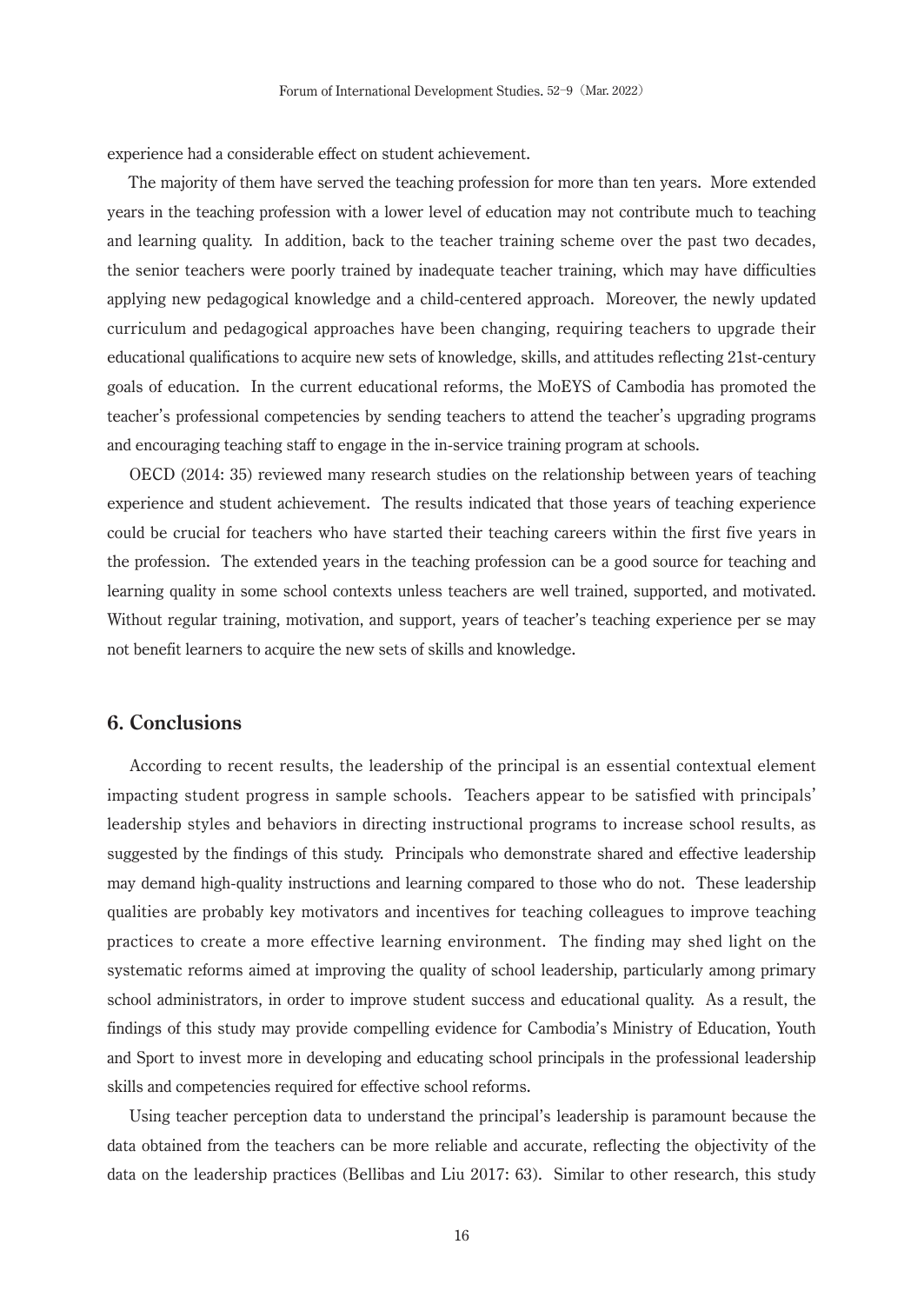experience had a considerable effect on student achievement.

The majority of them have served the teaching profession for more than ten years. More extended years in the teaching profession with a lower level of education may not contribute much to teaching and learning quality. In addition, back to the teacher training scheme over the past two decades, the senior teachers were poorly trained by inadequate teacher training, which may have difficulties applying new pedagogical knowledge and a child-centered approach. Moreover, the newly updated curriculum and pedagogical approaches have been changing, requiring teachers to upgrade their educational qualifications to acquire new sets of knowledge, skills, and attitudes reflecting 21st-century goals of education. In the current educational reforms, the MoEYS of Cambodia has promoted the teacher's professional competencies by sending teachers to attend the teacher's upgrading programs and encouraging teaching staff to engage in the in-service training program at schools.

OECD (2014: 35) reviewed many research studies on the relationship between years of teaching experience and student achievement. The results indicated that those years of teaching experience could be crucial for teachers who have started their teaching careers within the first five years in the profession. The extended years in the teaching profession can be a good source for teaching and learning quality in some school contexts unless teachers are well trained, supported, and motivated. Without regular training, motivation, and support, years of teacher's teaching experience per se may not benefit learners to acquire the new sets of skills and knowledge.

## 6. Conclusions

According to recent results, the leadership of the principal is an essential contextual element impacting student progress in sample schools. Teachers appear to be satisfied with principals' leadership styles and behaviors in directing instructional programs to increase school results, as suggested by the findings of this study. Principals who demonstrate shared and effective leadership may demand high-quality instructions and learning compared to those who do not. These leadership qualities are probably key motivators and incentives for teaching colleagues to improve teaching practices to create a more effective learning environment. The finding may shed light on the systematic reforms aimed at improving the quality of school leadership, particularly among primary school administrators, in order to improve student success and educational quality. As a result, the findings of this study may provide compelling evidence for Cambodia's Ministry of Education, Youth and Sport to invest more in developing and educating school principals in the professional leadership skills and competencies required for effective school reforms.

Using teacher perception data to understand the principal's leadership is paramount because the data obtained from the teachers can be more reliable and accurate, reflecting the objectivity of the data on the leadership practices (Bellibas and Liu 2017: 63). Similar to other research, this study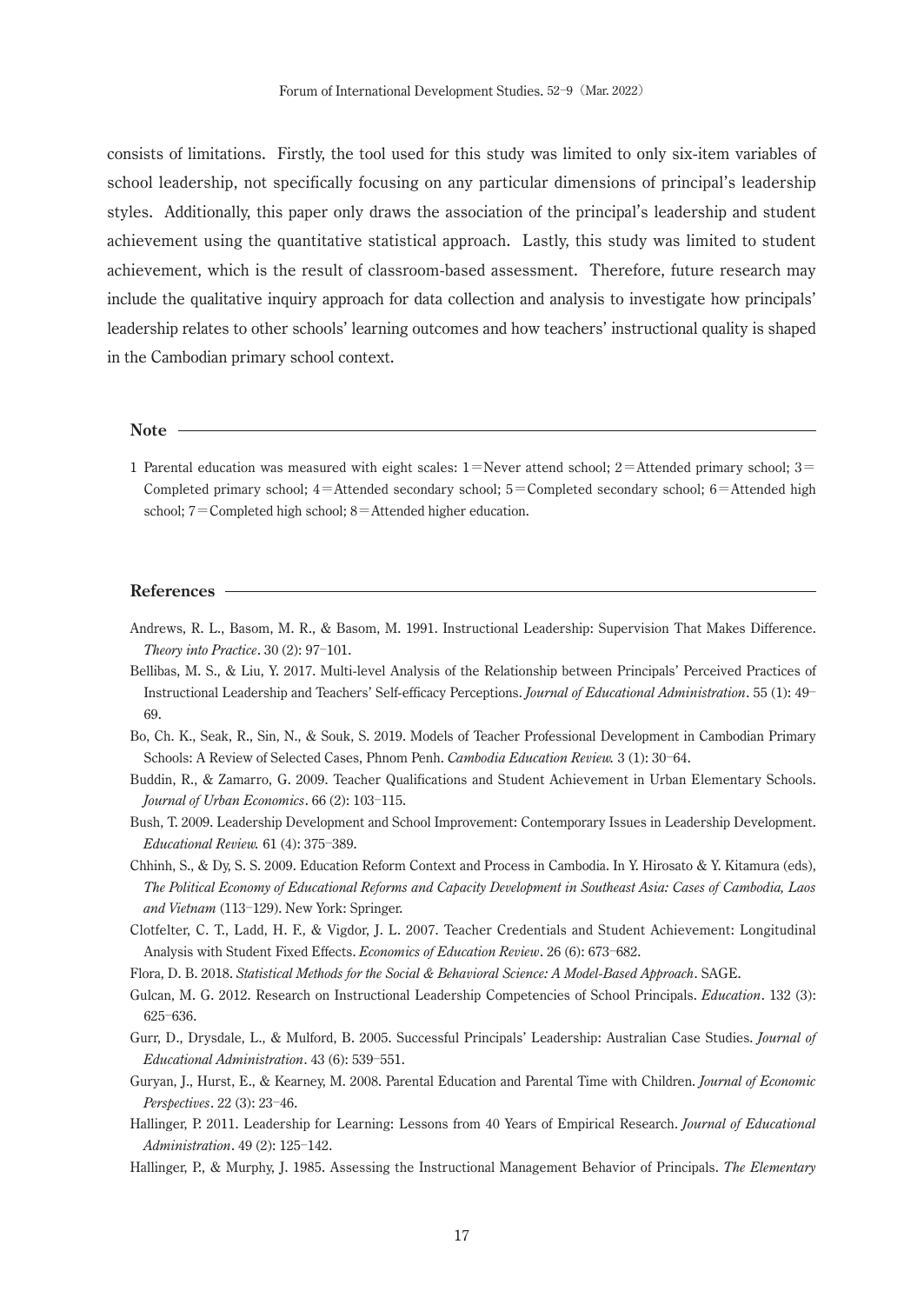consists of limitations. Firstly, the tool used for this study was limited to only six-item variables of school leadership, not specifically focusing on any particular dimensions of principal's leadership styles. Additionally, this paper only draws the association of the principal's leadership and student achievement using the quantitative statistical approach. Lastly, this study was limited to student achievement, which is the result of classroom-based assessment. Therefore, future research may include the qualitative inquiry approach for data collection and analysis to investigate how principals' leadership relates to other schools' learning outcomes and how teachers' instructional quality is shaped in the Cambodian primary school context.

## Note

1 Parental education was measured with eight scales: 1＝Never attend school; 2＝Attended primary school; 3＝Completed primary school; 4＝Attended secondary school; 5＝Completed secondary school; 6＝Attended high school; 7＝Completed high school; 8＝Attended higher education.

## References

Andrews, R. L., Basom, M. R., & Basom, M. 1991. Instructional Leadership: Supervision That Makes Difference. *Theory into Practice*. 30 (2): 97–101.

Bellibas, M. S., & Liu, Y. 2017. Multi-level Analysis of the Relationship between Principals' Perceived Practices of Instructional Leadership and Teachers' Self-efficacy Perceptions. *Journal of Educational Administration*. 55 (1): 49–69.

Bo, Ch. K., Seak, R., Sin, N., & Souk, S. 2019. Models of Teacher Professional Development in Cambodian Primary Schools: A Review of Selected Cases, Phnom Penh. *Cambodia Education Review.* 3 (1): 30–64.

Buddin, R., & Zamarro, G. 2009. Teacher Qualifications and Student Achievement in Urban Elementary Schools. *Journal of Urban Economics*. 66 (2): 103–115.

Bush, T. 2009. Leadership Development and School Improvement: Contemporary Issues in Leadership Development. *Educational Review.* 61 (4): 375–389.

Chhinh, S., & Dy, S. S. 2009. Education Reform Context and Process in Cambodia. In Y. Hirosato & Y. Kitamura (eds), *The Political Economy of Educational Reforms and Capacity Development in Southeast Asia: Cases of Cambodia, Laos and Vietnam* (113–129). New York: Springer.

Clotfelter, C. T., Ladd, H. F., & Vigdor, J. L. 2007. Teacher Credentials and Student Achievement: Longitudinal Analysis with Student Fixed Effects. *Economics of Education Review*. 26 (6): 673–682.

Flora, D. B. 2018. *Statistical Methods for the Social & Behavioral Science: A Model-Based Approach*. SAGE.

Gulcan, M. G. 2012. Research on Instructional Leadership Competencies of School Principals. *Education*. 132 (3): 625–636.

Gurr, D., Drysdale, L., & Mulford, B. 2005. Successful Principals' Leadership: Australian Case Studies. *Journal of Educational Administration*. 43 (6): 539–551.

Guryan, J., Hurst, E., & Kearney, M. 2008. Parental Education and Parental Time with Children. *Journal of Economic Perspectives*. 22 (3): 23–46.

Hallinger, P. 2011. Leadership for Learning: Lessons from 40 Years of Empirical Research. *Journal of Educational Administration*. 49 (2): 125–142.

Hallinger, P., & Murphy, J. 1985. Assessing the Instructional Management Behavior of Principals. *The Elementary*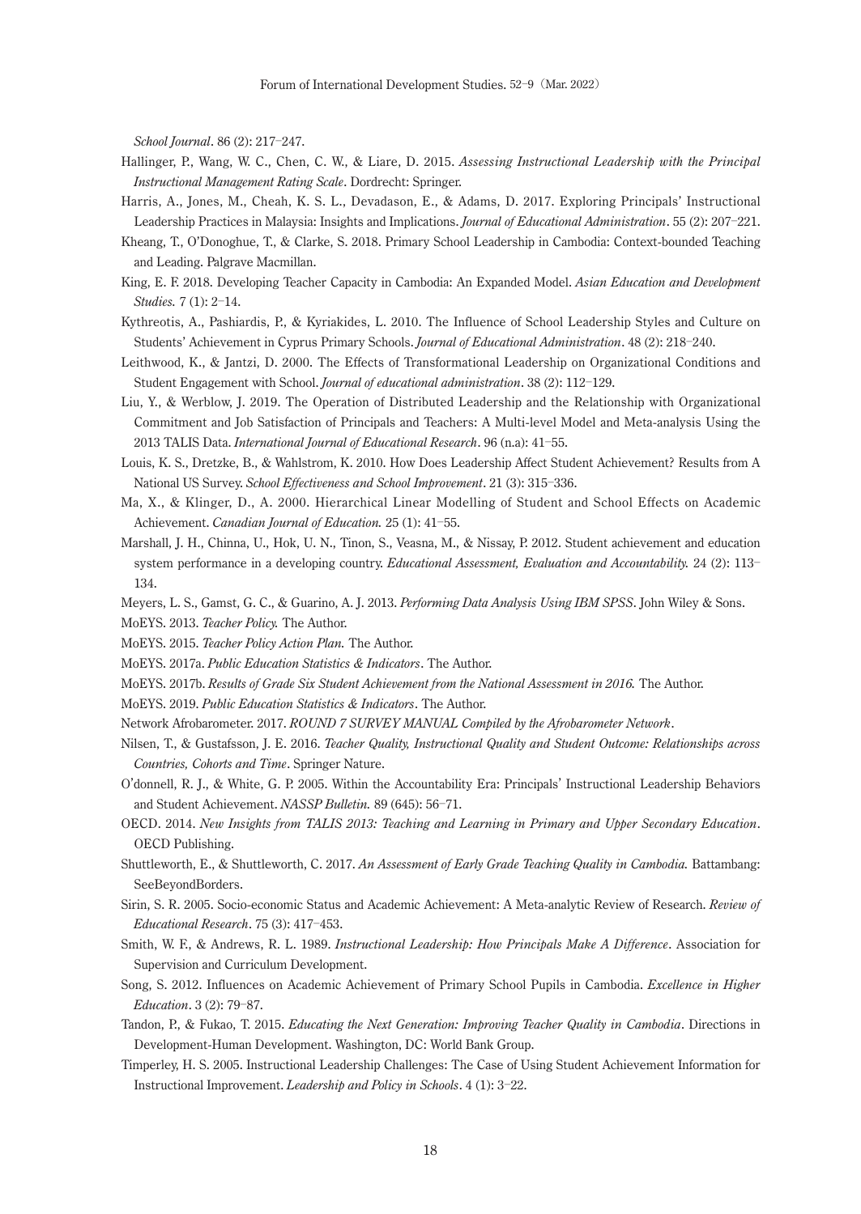*School Journal*. 86 (2): 217–247.

Hallinger, P., Wang, W. C., Chen, C. W., & Liare, D. 2015. *Assessing Instructional Leadership with the Principal Instructional Management Rating Scale*. Dordrecht: Springer.

Harris, A., Jones, M., Cheah, K. S. L., Devadason, E., & Adams, D. 2017. Exploring Principals' Instructional Leadership Practices in Malaysia: Insights and Implications. *Journal of Educational Administration*. 55 (2): 207–221.

Kheang, T., O'Donoghue, T., & Clarke, S. 2018. Primary School Leadership in Cambodia: Context-bounded Teaching and Leading. Palgrave Macmillan.

King, E. F. 2018. Developing Teacher Capacity in Cambodia: An Expanded Model. *Asian Education and Development Studies.* 7 (1): 2–14.

Kythreotis, A., Pashiardis, P., & Kyriakides, L. 2010. The Influence of School Leadership Styles and Culture on Students' Achievement in Cyprus Primary Schools. *Journal of Educational Administration*. 48 (2): 218–240.

Leithwood, K., & Jantzi, D. 2000. The Effects of Transformational Leadership on Organizational Conditions and Student Engagement with School. *Journal of educational administration*. 38 (2): 112–129.

Liu, Y., & Werblow, J. 2019. The Operation of Distributed Leadership and the Relationship with Organizational Commitment and Job Satisfaction of Principals and Teachers: A Multi-level Model and Meta-analysis Using the 2013 TALIS Data. *International Journal of Educational Research*. 96 (n.a): 41–55.

Louis, K. S., Dretzke, B., & Wahlstrom, K. 2010. How Does Leadership Affect Student Achievement? Results from A National US Survey. *School Effectiveness and School Improvement*. 21 (3): 315–336.

Ma, X., & Klinger, D., A. 2000. Hierarchical Linear Modelling of Student and School Effects on Academic Achievement. *Canadian Journal of Education.* 25 (1): 41–55.

Marshall, J. H., Chinna, U., Hok, U. N., Tinon, S., Veasna, M., & Nissay, P. 2012. Student achievement and education system performance in a developing country. *Educational Assessment, Evaluation and Accountability.* 24 (2): 113–134.

Meyers, L. S., Gamst, G. C., & Guarino, A. J. 2013. *Performing Data Analysis Using IBM SPSS*. John Wiley & Sons.

MoEYS. 2013. *Teacher Policy.* The Author.

MoEYS. 2015. *Teacher Policy Action Plan.* The Author.

MoEYS. 2017a. *Public Education Statistics & Indicators*. The Author.

MoEYS. 2017b. *Results of Grade Six Student Achievement from the National Assessment in 2016.* The Author.

MoEYS. 2019. *Public Education Statistics & Indicators*. The Author.

Network Afrobarometer. 2017. *ROUND 7 SURVEY MANUAL Compiled by the Afrobarometer Network*.

Nilsen, T., & Gustafsson, J. E. 2016. *Teacher Quality, Instructional Quality and Student Outcome: Relationships across Countries, Cohorts and Time*. Springer Nature.

O'donnell, R. J., & White, G. P. 2005. Within the Accountability Era: Principals' Instructional Leadership Behaviors and Student Achievement. *NASSP Bulletin.* 89 (645): 56–71.

OECD. 2014. *New Insights from TALIS 2013: Teaching and Learning in Primary and Upper Secondary Education*. OECD Publishing.

Shuttleworth, E., & Shuttleworth, C. 2017. *An Assessment of Early Grade Teaching Quality in Cambodia.* Battambang: SeeBeyondBorders.

Sirin, S. R. 2005. Socio-economic Status and Academic Achievement: A Meta-analytic Review of Research. *Review of Educational Research*. 75 (3): 417–453.

Smith, W. F., & Andrews, R. L. 1989. *Instructional Leadership: How Principals Make A Difference*. Association for Supervision and Curriculum Development.

Song, S. 2012. Influences on Academic Achievement of Primary School Pupils in Cambodia. *Excellence in Higher Education*. 3 (2): 79–87.

Tandon, P., & Fukao, T. 2015. *Educating the Next Generation: Improving Teacher Quality in Cambodia*. Directions in Development-Human Development. Washington, DC: World Bank Group.

Timperley, H. S. 2005. Instructional Leadership Challenges: The Case of Using Student Achievement Information for Instructional Improvement. *Leadership and Policy in Schools*. 4 (1): 3–22.